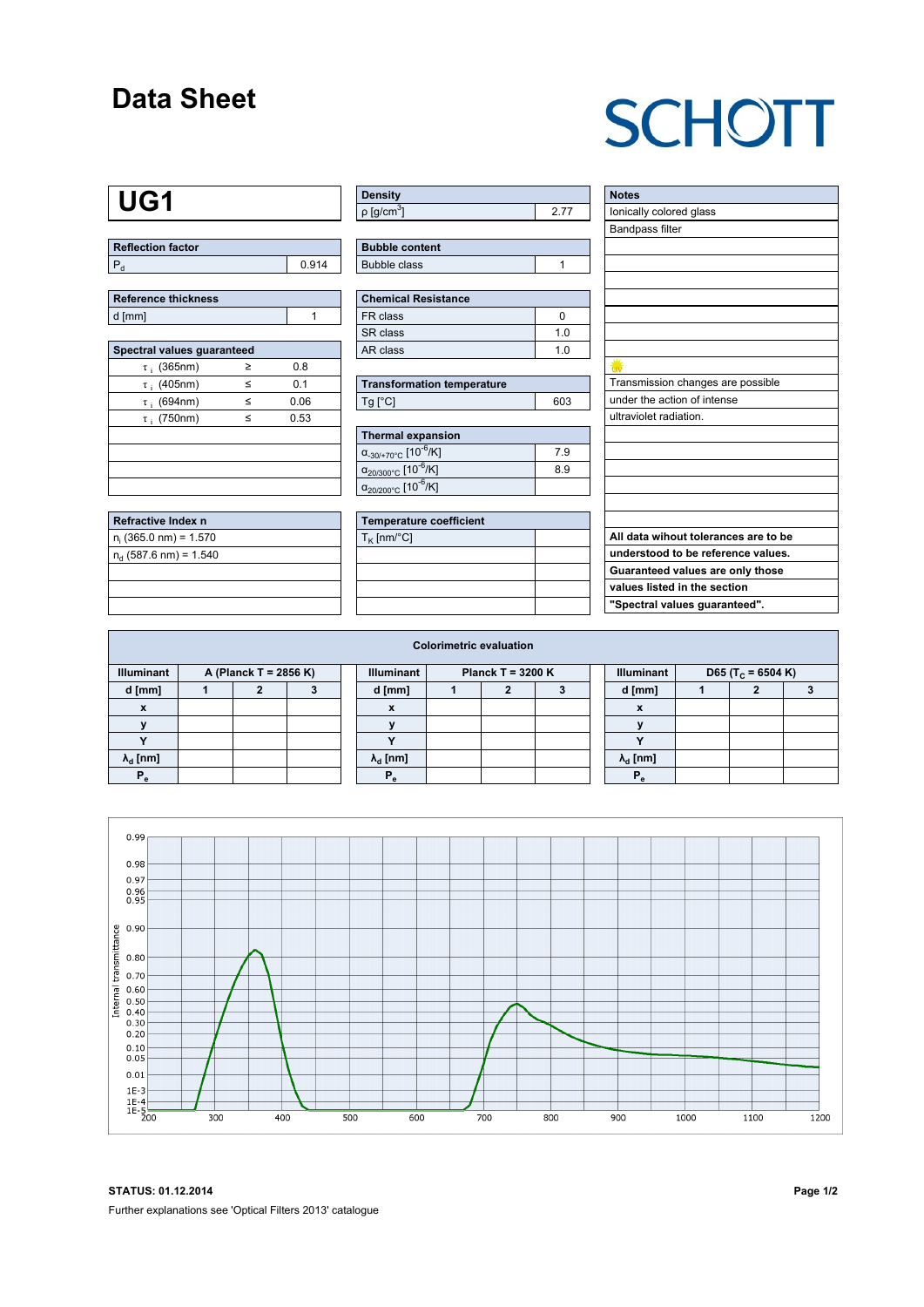# Data Sheet

SCHOTT

# UG1

| Reflection factor | |
|---|---|
| $P_d$ | 0.914 |

| Reference thickness | |
|---|---|
| d [mm] | 1 |

| Spectral values guaranteed | | |
|---|---|---|
| $\tau_i$ (365nm) | ≥ | 0.8 |
| $\tau_i$ (405nm) | ≤ | 0.1 |
| $\tau_i$ (694nm) | ≤ | 0.06 |
| $\tau_i$ (750nm) | ≤ | 0.53 |

| Refractive Index n |
|---|
| $n_i$ (365.0 nm) = 1.570 |
| $n_d$ (587.6 nm) = 1.540 |

| Density | |
|---|---|
| ρ [g/cm$^3$] | 2.77 |

| Bubble content | |
|---|---|
| Bubble class | 1 |

| Chemical Resistance | |
|---|---|
| FR class | 0 |
| SR class | 1.0 |
| AR class | 1.0 |

| Transformation temperature | |
|---|---|
| Tg [°C] | 603 |

| Thermal expansion | |
|---|---|
| $\alpha_{-30/+70°C}$ [$10^{-6}$/K] | 7.9 |
| $\alpha_{20/300°C}$ [$10^{-6}$/K] | 8.9 |
| $\alpha_{20/200°C}$ [$10^{-6}$/K] | |

| Temperature coefficient | |
|---|---|
| $T_K$ [nm/°C] | |

| Notes |
|---|
| Ionically colored glass |
| Bandpass filter |
| Transmission changes are possible under the action of intense ultraviolet radiation. |
| **All data wihout tolerances are to be understood to be reference values. Guaranteed values are only those values listed in the section "Spectral values guaranteed".** |

**Colorimetric evaluation**

| Illuminant | A (Planck T = 2856 K) | | |
|---|---|---|---|
| d [mm] | 1 | 2 | 3 |
| x | | | |
| y | | | |
| Y | | | |
| $\lambda_d$ [nm] | | | |
| $P_e$ | | | |

| Illuminant | Planck T = 3200 K | | |
|---|---|---|---|
| d [mm] | 1 | 2 | 3 |
| x | | | |
| y | | | |
| Y | | | |
| $\lambda_d$ [nm] | | | |
| $P_e$ | | | |

| Illuminant | D65 ($T_c$ = 6504 K) | | |
|---|---|---|---|
| d [mm] | 1 | 2 | 3 |
| x | | | |
| y | | | |
| Y | | | |
| $\lambda_d$ [nm] | | | |
| $P_e$ | | | |

**STATUS: 01.12.2014**

Further explanations see 'Optical Filters 2013' catalogue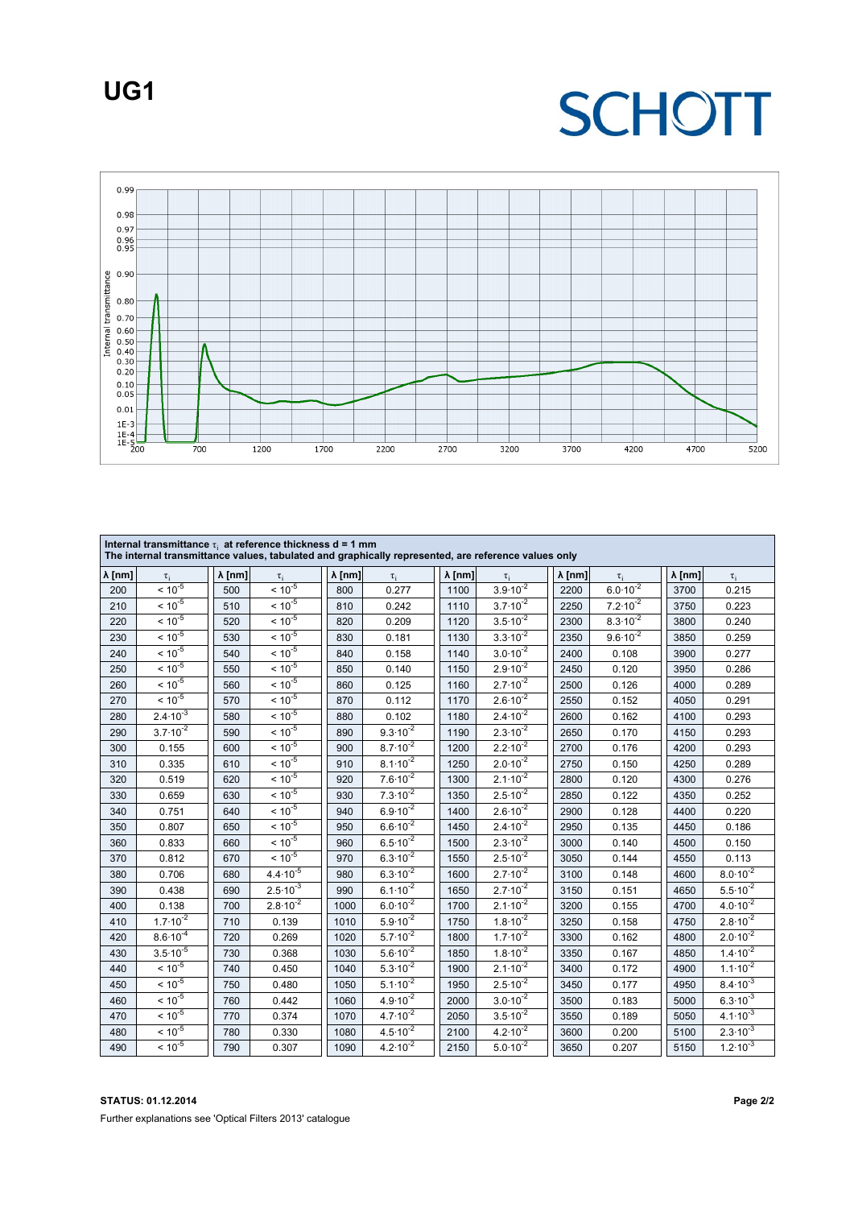# UG1

SCHOTT

0.99
0.98
0.97
0.96
0.95
0.90
0.80
0.70
0.60
0.50
0.40
0.30
0.20
0.10
0.05
0.01
1E-3
1E-4
1E-5

Internal transmittance

200 700 1200 1700 2200 2700 3200 3700 4200 4700 5200

**Internal transmittance $\tau_i$ at reference thickness d = 1 mm**
**The internal transmittance values, tabulated and graphically represented, are reference values only**

| λ [nm] | $\tau_i$ | λ [nm] | $\tau_i$ | λ [nm] | $\tau_i$ | λ [nm] | $\tau_i$ | λ [nm] | $\tau_i$ | λ [nm] | $\tau_i$ |
|---|---|---|---|---|---|---|---|---|---|---|---|
| 200 | $< 10^{-5}$ | 500 | $< 10^{-5}$ | 800 | 0.277 | 1100 | $3.9 \cdot 10^{-2}$ | 2200 | $6.0 \cdot 10^{-2}$ | 3700 | 0.215 |
| 210 | $< 10^{-5}$ | 510 | $< 10^{-5}$ | 810 | 0.242 | 1110 | $3.7 \cdot 10^{-2}$ | 2250 | $7.2 \cdot 10^{-2}$ | 3750 | 0.223 |
| 220 | $< 10^{-5}$ | 520 | $< 10^{-5}$ | 820 | 0.209 | 1120 | $3.5 \cdot 10^{-2}$ | 2300 | $8.3 \cdot 10^{-2}$ | 3800 | 0.240 |
| 230 | $< 10^{-5}$ | 530 | $< 10^{-5}$ | 830 | 0.181 | 1130 | $3.3 \cdot 10^{-2}$ | 2350 | $9.6 \cdot 10^{-2}$ | 3850 | 0.259 |
| 240 | $< 10^{-5}$ | 540 | $< 10^{-5}$ | 840 | 0.158 | 1140 | $3.0 \cdot 10^{-2}$ | 2400 | 0.108 | 3900 | 0.277 |
| 250 | $< 10^{-5}$ | 550 | $< 10^{-5}$ | 850 | 0.140 | 1150 | $2.9 \cdot 10^{-2}$ | 2450 | 0.120 | 3950 | 0.286 |
| 260 | $< 10^{-5}$ | 560 | $< 10^{-5}$ | 860 | 0.125 | 1160 | $2.7 \cdot 10^{-2}$ | 2500 | 0.126 | 4000 | 0.289 |
| 270 | $< 10^{-5}$ | 570 | $< 10^{-5}$ | 870 | 0.112 | 1170 | $2.6 \cdot 10^{-2}$ | 2550 | 0.152 | 4050 | 0.291 |
| 280 | $2.4 \cdot 10^{-3}$ | 580 | $< 10^{-5}$ | 880 | 0.102 | 1180 | $2.4 \cdot 10^{-2}$ | 2600 | 0.162 | 4100 | 0.293 |
| 290 | $3.7 \cdot 10^{-2}$ | 590 | $< 10^{-5}$ | 890 | $9.3 \cdot 10^{-2}$ | 1190 | $2.3 \cdot 10^{-2}$ | 2650 | 0.170 | 4150 | 0.293 |
| 300 | 0.155 | 600 | $< 10^{-5}$ | 900 | $8.7 \cdot 10^{-2}$ | 1200 | $2.2 \cdot 10^{-2}$ | 2700 | 0.176 | 4200 | 0.293 |
| 310 | 0.335 | 610 | $< 10^{-5}$ | 910 | $8.1 \cdot 10^{-2}$ | 1250 | $2.0 \cdot 10^{-2}$ | 2750 | 0.150 | 4250 | 0.289 |
| 320 | 0.519 | 620 | $< 10^{-5}$ | 920 | $7.6 \cdot 10^{-2}$ | 1300 | $2.1 \cdot 10^{-2}$ | 2800 | 0.120 | 4300 | 0.276 |
| 330 | 0.659 | 630 | $< 10^{-5}$ | 930 | $7.3 \cdot 10^{-2}$ | 1350 | $2.5 \cdot 10^{-2}$ | 2850 | 0.122 | 4350 | 0.252 |
| 340 | 0.751 | 640 | $< 10^{-5}$ | 940 | $6.9 \cdot 10^{-2}$ | 1400 | $2.6 \cdot 10^{-2}$ | 2900 | 0.128 | 4400 | 0.220 |
| 350 | 0.807 | 650 | $< 10^{-5}$ | 950 | $6.6 \cdot 10^{-2}$ | 1450 | $2.4 \cdot 10^{-2}$ | 2950 | 0.135 | 4450 | 0.186 |
| 360 | 0.833 | 660 | $< 10^{-5}$ | 960 | $6.5 \cdot 10^{-2}$ | 1500 | $2.3 \cdot 10^{-2}$ | 3000 | 0.140 | 4500 | 0.150 |
| 370 | 0.812 | 670 | $< 10^{-5}$ | 970 | $6.3 \cdot 10^{-2}$ | 1550 | $2.5 \cdot 10^{-2}$ | 3050 | 0.144 | 4550 | 0.113 |
| 380 | 0.706 | 680 | $4.4 \cdot 10^{-5}$ | 980 | $6.3 \cdot 10^{-2}$ | 1600 | $2.7 \cdot 10^{-2}$ | 3100 | 0.148 | 4600 | $8.0 \cdot 10^{-2}$ |
| 390 | 0.438 | 690 | $2.5 \cdot 10^{-3}$ | 990 | $6.1 \cdot 10^{-2}$ | 1650 | $2.7 \cdot 10^{-2}$ | 3150 | 0.151 | 4650 | $5.5 \cdot 10^{-2}$ |
| 400 | 0.138 | 700 | $2.8 \cdot 10^{-2}$ | 1000 | $6.0 \cdot 10^{-2}$ | 1700 | $2.1 \cdot 10^{-2}$ | 3200 | 0.155 | 4700 | $4.0 \cdot 10^{-2}$ |
| 410 | $1.7 \cdot 10^{-2}$ | 710 | 0.139 | 1010 | $5.9 \cdot 10^{-2}$ | 1750 | $1.8 \cdot 10^{-2}$ | 3250 | 0.158 | 4750 | $2.8 \cdot 10^{-2}$ |
| 420 | $8.6 \cdot 10^{-4}$ | 720 | 0.269 | 1020 | $5.7 \cdot 10^{-2}$ | 1800 | $1.7 \cdot 10^{-2}$ | 3300 | 0.162 | 4800 | $2.0 \cdot 10^{-2}$ |
| 430 | $3.5 \cdot 10^{-5}$ | 730 | 0.368 | 1030 | $5.6 \cdot 10^{-2}$ | 1850 | $1.8 \cdot 10^{-2}$ | 3350 | 0.167 | 4850 | $1.4 \cdot 10^{-2}$ |
| 440 | $< 10^{-5}$ | 740 | 0.450 | 1040 | $5.3 \cdot 10^{-2}$ | 1900 | $2.1 \cdot 10^{-2}$ | 3400 | 0.172 | 4900 | $1.1 \cdot 10^{-2}$ |
| 450 | $< 10^{-5}$ | 750 | 0.480 | 1050 | $5.1 \cdot 10^{-2}$ | 1950 | $2.5 \cdot 10^{-2}$ | 3450 | 0.177 | 4950 | $8.4 \cdot 10^{-3}$ |
| 460 | $< 10^{-5}$ | 760 | 0.442 | 1060 | $4.9 \cdot 10^{-2}$ | 2000 | $3.0 \cdot 10^{-2}$ | 3500 | 0.183 | 5000 | $6.3 \cdot 10^{-3}$ |
| 470 | $< 10^{-5}$ | 770 | 0.374 | 1070 | $4.7 \cdot 10^{-2}$ | 2050 | $3.5 \cdot 10^{-2}$ | 3550 | 0.189 | 5050 | $4.1 \cdot 10^{-3}$ |
| 480 | $< 10^{-5}$ | 780 | 0.330 | 1080 | $4.5 \cdot 10^{-2}$ | 2100 | $4.2 \cdot 10^{-2}$ | 3600 | 0.200 | 5100 | $2.3 \cdot 10^{-3}$ |
| 490 | $< 10^{-5}$ | 790 | 0.307 | 1090 | $4.2 \cdot 10^{-2}$ | 2150 | $5.0 \cdot 10^{-2}$ | 3650 | 0.207 | 5150 | $1.2 \cdot 10^{-3}$ |

**STATUS: 01.12.2014**

Further explanations see 'Optical Filters 2013' catalogue